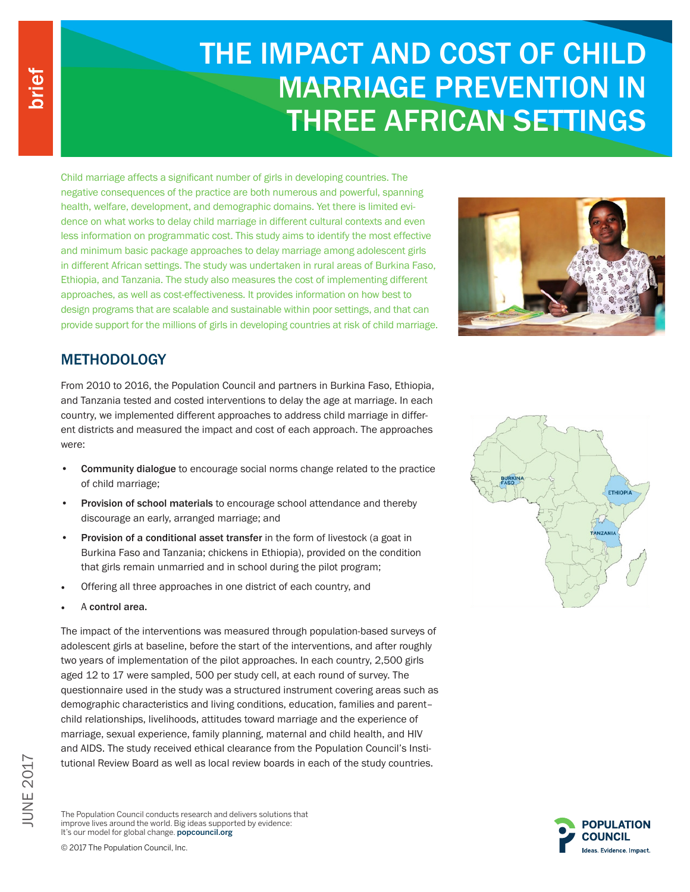# THE IMPACT AND COST OF CHILD MARRIAGE PREVENTION IN THREE AFRICAN SETTINGS

Child marriage affects a significant number of girls in developing countries. The negative consequences of the practice are both numerous and powerful, spanning health, welfare, development, and demographic domains. Yet there is limited evidence on what works to delay child marriage in different cultural contexts and even less information on programmatic cost. This study aims to identify the most effective and minimum basic package approaches to delay marriage among adolescent girls in different African settings. The study was undertaken in rural areas of Burkina Faso, Ethiopia, and Tanzania. The study also measures the cost of implementing different approaches, as well as cost-effectiveness. It provides information on how best to design programs that are scalable and sustainable within poor settings, and that can provide support for the millions of girls in developing countries at risk of child marriage.

## METHODOLOGY

From 2010 to 2016, the Population Council and partners in Burkina Faso, Ethiopia, and Tanzania tested and costed interventions to delay the age at marriage. In each country, we implemented different approaches to address child marriage in different districts and measured the impact and cost of each approach. The approaches were:

- **Community dialogue** to encourage social norms change related to the practice of child marriage;
- **Provision of school materials** to encourage school attendance and thereby discourage an early, arranged marriage; and
- **Provision of a conditional asset transfer** in the form of livestock (a goat in Burkina Faso and Tanzania; chickens in Ethiopia), provided on the condition that girls remain unmarried and in school during the pilot program;
- Offering all three approaches in one district of each country, and
- A **control area.**

The impact of the interventions was measured through population-based surveys of adolescent girls at baseline, before the start of the interventions, and after roughly two years of implementation of the pilot approaches. In each country, 2,500 girls aged 12 to 17 were sampled, 500 per study cell, at each round of survey. The questionnaire used in the study was a structured instrument covering areas such as demographic characteristics and living conditions, education, families and parent–child relationships, livelihoods, attitudes toward marriage and the experience of marriage, sexual experience, family planning, maternal and child health, and HIV and AIDS. The study received ethical clearance from the Population Council's Institutional Review Board as well as local review boards in each of the study countries.

The Population Council conducts research and delivers solutions that improve lives around the world. Big ideas supported by evidence: It's our model for global change. popcouncil.org

© 2017 The Population Council, Inc.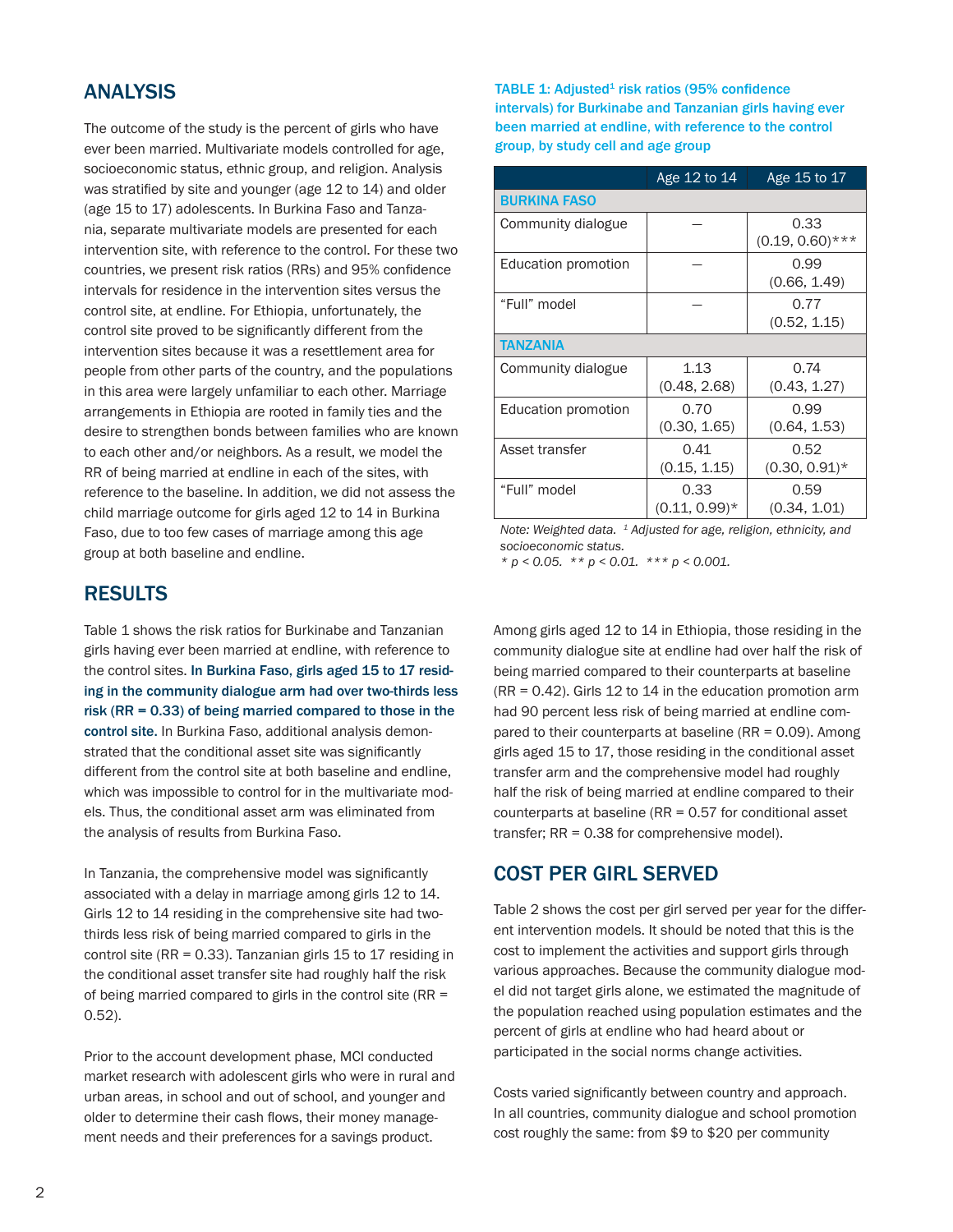## ANALYSIS

The outcome of the study is the percent of girls who have ever been married. Multivariate models controlled for age, socioeconomic status, ethnic group, and religion. Analysis was stratified by site and younger (age 12 to 14) and older (age 15 to 17) adolescents. In Burkina Faso and Tanzania, separate multivariate models are presented for each intervention site, with reference to the control. For these two countries, we present risk ratios (RRs) and 95% confidence intervals for residence in the intervention sites versus the control site, at endline. For Ethiopia, unfortunately, the control site proved to be significantly different from the intervention sites because it was a resettlement area for people from other parts of the country, and the populations in this area were largely unfamiliar to each other. Marriage arrangements in Ethiopia are rooted in family ties and the desire to strengthen bonds between families who are known to each other and/or neighbors. As a result, we model the RR of being married at endline in each of the sites, with reference to the baseline. In addition, we did not assess the child marriage outcome for girls aged 12 to 14 in Burkina Faso, due to too few cases of marriage among this age group at both baseline and endline.

**TABLE 1: Adjusted[1] risk ratios (95% confidence intervals) for Burkinabe and Tanzanian girls having ever been married at endline, with reference to the control group, by study cell and age group**

| | Age 12 to 14 | Age 15 to 17 |
|---|---|---|
| **BURKINA FASO** | | |
| Community dialogue | — | 0.33 (0.19, 0.60)*** |
| Education promotion | — | 0.99 (0.66, 1.49) |
| "Full" model | — | 0.77 (0.52, 1.15) |
| **TANZANIA** | | |
| Community dialogue | 1.13 (0.48, 2.68) | 0.74 (0.43, 1.27) |
| Education promotion | 0.70 (0.30, 1.65) | 0.99 (0.64, 1.53) |
| Asset transfer | 0.41 (0.15, 1.15) | 0.52 (0.30, 0.91)* |
| "Full" model | 0.33 (0.11, 0.99)* | 0.59 (0.34, 1.01) |

*Note: Weighted data. [1] Adjusted for age, religion, ethnicity, and socioeconomic status.*
*\* $p < 0.05$. \*\* $p < 0.01$. \*\*\* $p < 0.001$.*

## RESULTS

Table 1 shows the risk ratios for Burkinabe and Tanzanian girls having ever been married at endline, with reference to the control sites. **In Burkina Faso, girls aged 15 to 17 residing in the community dialogue arm had over two-thirds less risk (RR = 0.33) of being married compared to those in the control site.** In Burkina Faso, additional analysis demonstrated that the conditional asset site was significantly different from the control site at both baseline and endline, which was impossible to control for in the multivariate models. Thus, the conditional asset arm was eliminated from the analysis of results from Burkina Faso.

In Tanzania, the comprehensive model was significantly associated with a delay in marriage among girls 12 to 14. Girls 12 to 14 residing in the comprehensive site had two-thirds less risk of being married compared to girls in the control site (RR = 0.33). Tanzanian girls 15 to 17 residing in the conditional asset transfer site had roughly half the risk of being married compared to girls in the control site (RR = 0.52).

Prior to the account development phase, MCI conducted market research with adolescent girls who were in rural and urban areas, in school and out of school, and younger and older to determine their cash flows, their money management needs and their preferences for a savings product.

Among girls aged 12 to 14 in Ethiopia, those residing in the community dialogue site at endline had over half the risk of being married compared to their counterparts at baseline (RR = 0.42). Girls 12 to 14 in the education promotion arm had 90 percent less risk of being married at endline compared to their counterparts at baseline (RR = 0.09). Among girls aged 15 to 17, those residing in the conditional asset transfer arm and the comprehensive model had roughly half the risk of being married at endline compared to their counterparts at baseline (RR = 0.57 for conditional asset transfer; RR = 0.38 for comprehensive model).

## COST PER GIRL SERVED

Table 2 shows the cost per girl served per year for the different intervention models. It should be noted that this is the cost to implement the activities and support girls through various approaches. Because the community dialogue model did not target girls alone, we estimated the magnitude of the population reached using population estimates and the percent of girls at endline who had heard about or participated in the social norms change activities.

Costs varied significantly between country and approach. In all countries, community dialogue and school promotion cost roughly the same: from $9 to $20 per community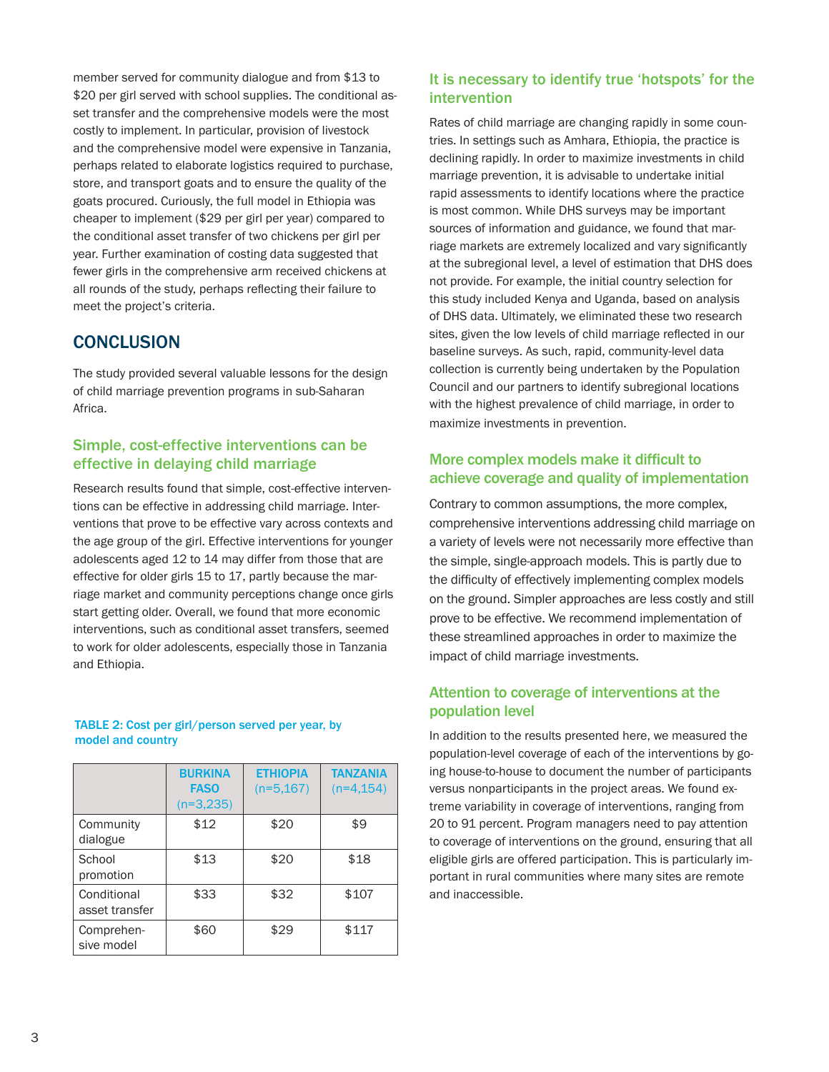member served for community dialogue and from $13 to $20 per girl served with school supplies. The conditional asset transfer and the comprehensive models were the most costly to implement. In particular, provision of livestock and the comprehensive model were expensive in Tanzania, perhaps related to elaborate logistics required to purchase, store, and transport goats and to ensure the quality of the goats procured. Curiously, the full model in Ethiopia was cheaper to implement ($29 per girl per year) compared to the conditional asset transfer of two chickens per girl per year. Further examination of costing data suggested that fewer girls in the comprehensive arm received chickens at all rounds of the study, perhaps reflecting their failure to meet the project's criteria.

## CONCLUSION

The study provided several valuable lessons for the design of child marriage prevention programs in sub-Saharan Africa.

### Simple, cost-effective interventions can be effective in delaying child marriage

Research results found that simple, cost-effective interventions can be effective in addressing child marriage. Interventions that prove to be effective vary across contexts and the age group of the girl. Effective interventions for younger adolescents aged 12 to 14 may differ from those that are effective for older girls 15 to 17, partly because the marriage market and community perceptions change once girls start getting older. Overall, we found that more economic interventions, such as conditional asset transfers, seemed to work for older adolescents, especially those in Tanzania and Ethiopia.

**TABLE 2: Cost per girl/person served per year, by model and country**

| | BURKINA FASO (n=3,235) | ETHIOPIA (n=5,167) | TANZANIA (n=4,154) |
|---|---|---|---|
| Community dialogue | $12 | $20 | $9 |
| School promotion | $13 | $20 | $18 |
| Conditional asset transfer | $33 | $32 | $107 |
| Comprehensive model | $60 | $29 | $117 |

### It is necessary to identify true 'hotspots' for the intervention

Rates of child marriage are changing rapidly in some countries. In settings such as Amhara, Ethiopia, the practice is declining rapidly. In order to maximize investments in child marriage prevention, it is advisable to undertake initial rapid assessments to identify locations where the practice is most common. While DHS surveys may be important sources of information and guidance, we found that marriage markets are extremely localized and vary significantly at the subregional level, a level of estimation that DHS does not provide. For example, the initial country selection for this study included Kenya and Uganda, based on analysis of DHS data. Ultimately, we eliminated these two research sites, given the low levels of child marriage reflected in our baseline surveys. As such, rapid, community-level data collection is currently being undertaken by the Population Council and our partners to identify subregional locations with the highest prevalence of child marriage, in order to maximize investments in prevention.

### More complex models make it difficult to achieve coverage and quality of implementation

Contrary to common assumptions, the more complex, comprehensive interventions addressing child marriage on a variety of levels were not necessarily more effective than the simple, single-approach models. This is partly due to the difficulty of effectively implementing complex models on the ground. Simpler approaches are less costly and still prove to be effective. We recommend implementation of these streamlined approaches in order to maximize the impact of child marriage investments.

### Attention to coverage of interventions at the population level

In addition to the results presented here, we measured the population-level coverage of each of the interventions by going house-to-house to document the number of participants versus nonparticipants in the project areas. We found extreme variability in coverage of interventions, ranging from 20 to 91 percent. Program managers need to pay attention to coverage of interventions on the ground, ensuring that all eligible girls are offered participation. This is particularly important in rural communities where many sites are remote and inaccessible.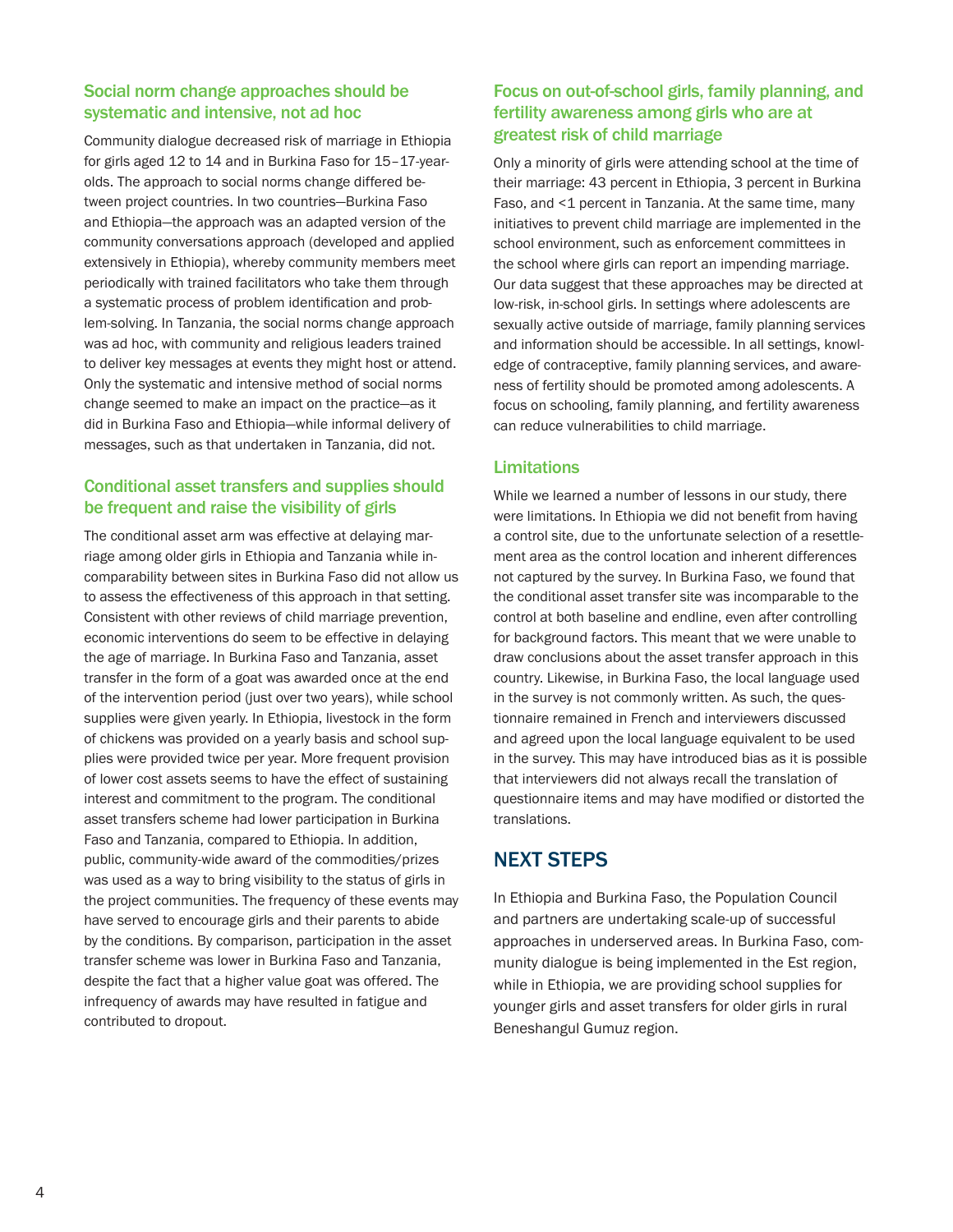### Social norm change approaches should be systematic and intensive, not ad hoc

Community dialogue decreased risk of marriage in Ethiopia for girls aged 12 to 14 and in Burkina Faso for 15–17-year-olds. The approach to social norms change differed between project countries. In two countries—Burkina Faso and Ethiopia—the approach was an adapted version of the community conversations approach (developed and applied extensively in Ethiopia), whereby community members meet periodically with trained facilitators who take them through a systematic process of problem identification and problem-solving. In Tanzania, the social norms change approach was ad hoc, with community and religious leaders trained to deliver key messages at events they might host or attend. Only the systematic and intensive method of social norms change seemed to make an impact on the practice—as it did in Burkina Faso and Ethiopia—while informal delivery of messages, such as that undertaken in Tanzania, did not.

### Conditional asset transfers and supplies should be frequent and raise the visibility of girls

The conditional asset arm was effective at delaying marriage among older girls in Ethiopia and Tanzania while incomparability between sites in Burkina Faso did not allow us to assess the effectiveness of this approach in that setting. Consistent with other reviews of child marriage prevention, economic interventions do seem to be effective in delaying the age of marriage. In Burkina Faso and Tanzania, asset transfer in the form of a goat was awarded once at the end of the intervention period (just over two years), while school supplies were given yearly. In Ethiopia, livestock in the form of chickens was provided on a yearly basis and school supplies were provided twice per year. More frequent provision of lower cost assets seems to have the effect of sustaining interest and commitment to the program. The conditional asset transfers scheme had lower participation in Burkina Faso and Tanzania, compared to Ethiopia. In addition, public, community-wide award of the commodities/prizes was used as a way to bring visibility to the status of girls in the project communities. The frequency of these events may have served to encourage girls and their parents to abide by the conditions. By comparison, participation in the asset transfer scheme was lower in Burkina Faso and Tanzania, despite the fact that a higher value goat was offered. The infrequency of awards may have resulted in fatigue and contributed to dropout.

### Focus on out-of-school girls, family planning, and fertility awareness among girls who are at greatest risk of child marriage

Only a minority of girls were attending school at the time of their marriage: 43 percent in Ethiopia, 3 percent in Burkina Faso, and <1 percent in Tanzania. At the same time, many initiatives to prevent child marriage are implemented in the school environment, such as enforcement committees in the school where girls can report an impending marriage. Our data suggest that these approaches may be directed at low-risk, in-school girls. In settings where adolescents are sexually active outside of marriage, family planning services and information should be accessible. In all settings, knowledge of contraceptive, family planning services, and awareness of fertility should be promoted among adolescents. A focus on schooling, family planning, and fertility awareness can reduce vulnerabilities to child marriage.

### Limitations

While we learned a number of lessons in our study, there were limitations. In Ethiopia we did not benefit from having a control site, due to the unfortunate selection of a resettlement area as the control location and inherent differences not captured by the survey. In Burkina Faso, we found that the conditional asset transfer site was incomparable to the control at both baseline and endline, even after controlling for background factors. This meant that we were unable to draw conclusions about the asset transfer approach in this country. Likewise, in Burkina Faso, the local language used in the survey is not commonly written. As such, the questionnaire remained in French and interviewers discussed and agreed upon the local language equivalent to be used in the survey. This may have introduced bias as it is possible that interviewers did not always recall the translation of questionnaire items and may have modified or distorted the translations.

## NEXT STEPS

In Ethiopia and Burkina Faso, the Population Council and partners are undertaking scale-up of successful approaches in underserved areas. In Burkina Faso, community dialogue is being implemented in the Est region, while in Ethiopia, we are providing school supplies for younger girls and asset transfers for older girls in rural Beneshangul Gumuz region.